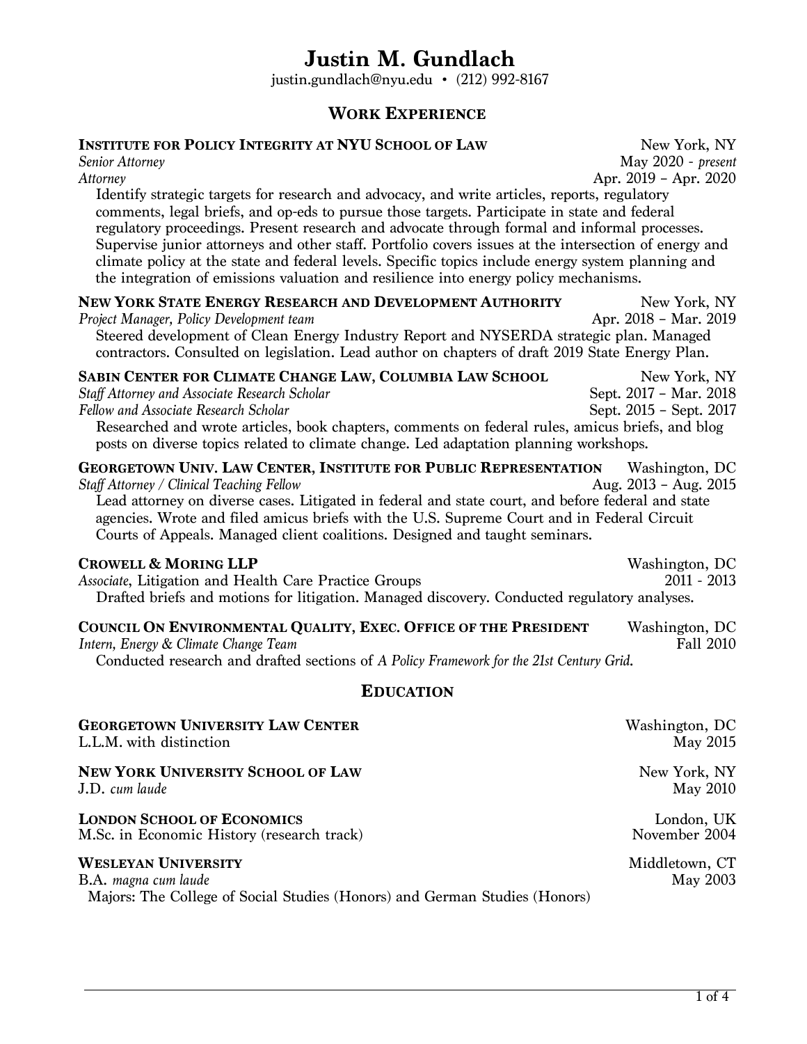# Justin M. Gundlach

justin.gundlach@nyu.edu • (212) 992-8167

## Work Experience

**Institute for Policy Integrity at NYU School of Law** — New York, NY

*Senior Attorney* — May 2020 - *present*

*Attorney* — Apr. 2019 – Apr. 2020

Identify strategic targets for research and advocacy, and write articles, reports, regulatory comments, legal briefs, and op-eds to pursue those targets. Participate in state and federal regulatory proceedings. Present research and advocate through formal and informal processes. Supervise junior attorneys and other staff. Portfolio covers issues at the intersection of energy and climate policy at the state and federal levels. Specific topics include energy system planning and the integration of emissions valuation and resilience into energy policy mechanisms.

**New York State Energy Research and Development Authority** — New York, NY

*Project Manager, Policy Development team* — Apr. 2018 – Mar. 2019

Steered development of Clean Energy Industry Report and NYSERDA strategic plan. Managed contractors. Consulted on legislation. Lead author on chapters of draft 2019 State Energy Plan.

**Sabin Center for Climate Change Law, Columbia Law School** — New York, NY

*Staff Attorney and Associate Research Scholar* — Sept. 2017 – Mar. 2018

*Fellow and Associate Research Scholar* — Sept. 2015 – Sept. 2017

Researched and wrote articles, book chapters, comments on federal rules, amicus briefs, and blog posts on diverse topics related to climate change. Led adaptation planning workshops.

**Georgetown Univ. Law Center, Institute for Public Representation** — Washington, DC

*Staff Attorney / Clinical Teaching Fellow* — Aug. 2013 – Aug. 2015

Lead attorney on diverse cases. Litigated in federal and state court, and before federal and state agencies. Wrote and filed amicus briefs with the U.S. Supreme Court and in Federal Circuit Courts of Appeals. Managed client coalitions. Designed and taught seminars.

**Crowell & Moring LLP** — Washington, DC

*Associate*, Litigation and Health Care Practice Groups — 2011 - 2013

Drafted briefs and motions for litigation. Managed discovery. Conducted regulatory analyses.

**Council On Environmental Quality, Exec. Office of the President** — Washington, DC

*Intern, Energy & Climate Change Team* — Fall 2010

Conducted research and drafted sections of *A Policy Framework for the 21st Century Grid*.

## Education

**Georgetown University Law Center** — Washington, DC

L.L.M. with distinction — May 2015

**New York University School of Law** — New York, NY

J.D. *cum laude* — May 2010

**London School of Economics** — London, UK

M.Sc. in Economic History (research track) — November 2004

**Wesleyan University** — Middletown, CT

B.A. *magna cum laude* — May 2003

Majors: The College of Social Studies (Honors) and German Studies (Honors)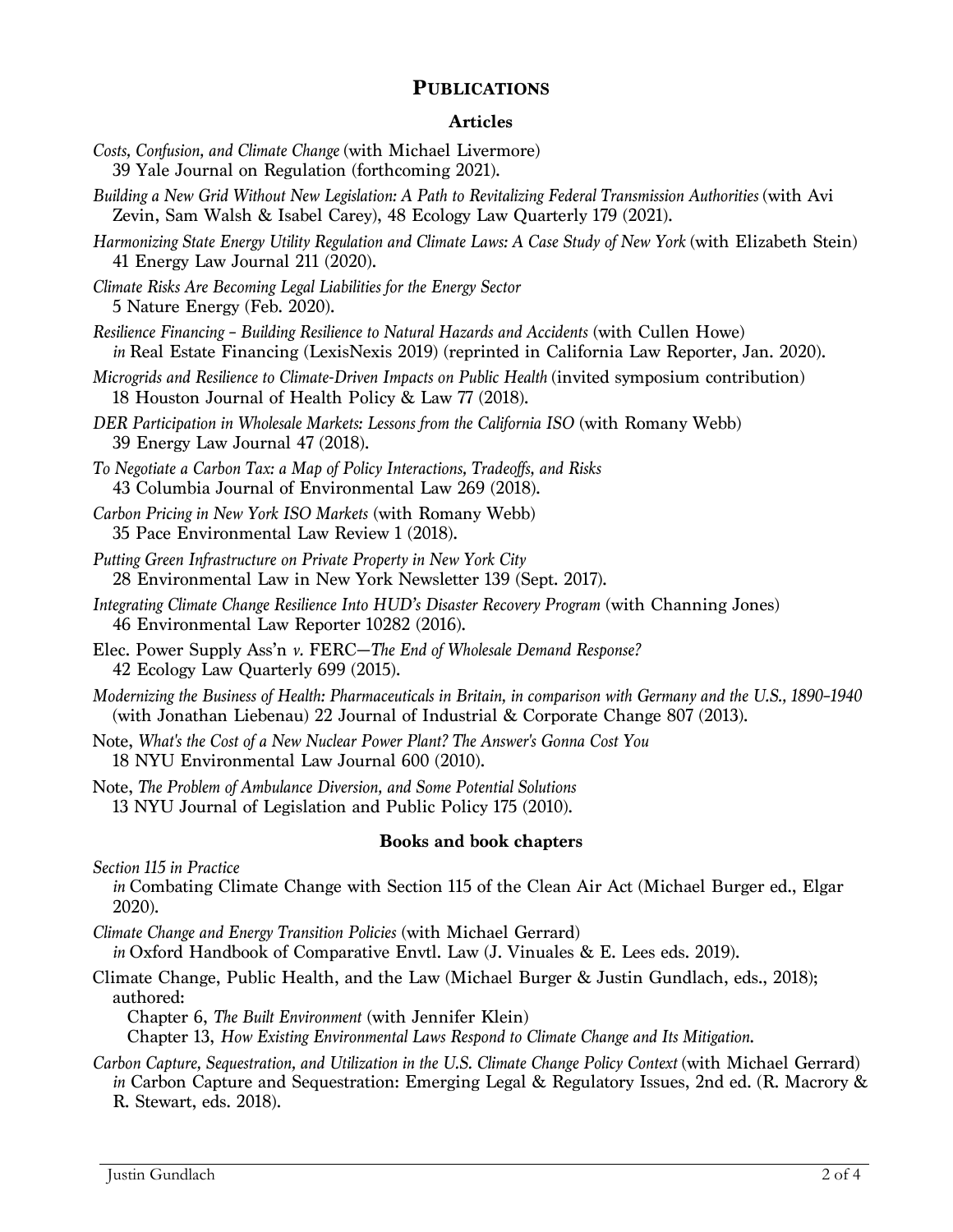## Publications

### Articles

*Costs, Confusion, and Climate Change* (with Michael Livermore)
39 Yale Journal on Regulation (forthcoming 2021).

*Building a New Grid Without New Legislation: A Path to Revitalizing Federal Transmission Authorities* (with Avi Zevin, Sam Walsh & Isabel Carey), 48 Ecology Law Quarterly 179 (2021).

*Harmonizing State Energy Utility Regulation and Climate Laws: A Case Study of New York* (with Elizabeth Stein)
41 Energy Law Journal 211 (2020).

*Climate Risks Are Becoming Legal Liabilities for the Energy Sector*
5 Nature Energy (Feb. 2020).

*Resilience Financing – Building Resilience to Natural Hazards and Accidents* (with Cullen Howe)
*in* Real Estate Financing (LexisNexis 2019) (reprinted in California Law Reporter, Jan. 2020).

*Microgrids and Resilience to Climate-Driven Impacts on Public Health* (invited symposium contribution)
18 Houston Journal of Health Policy & Law 77 (2018).

*DER Participation in Wholesale Markets: Lessons from the California ISO* (with Romany Webb)
39 Energy Law Journal 47 (2018).

*To Negotiate a Carbon Tax: a Map of Policy Interactions, Tradeoffs, and Risks*
43 Columbia Journal of Environmental Law 269 (2018).

*Carbon Pricing in New York ISO Markets* (with Romany Webb)
35 Pace Environmental Law Review 1 (2018).

*Putting Green Infrastructure on Private Property in New York City*
28 Environmental Law in New York Newsletter 139 (Sept. 2017).

*Integrating Climate Change Resilience Into HUD's Disaster Recovery Program* (with Channing Jones)
46 Environmental Law Reporter 10282 (2016).

Elec. Power Supply Ass'n *v.* FERC—*The End of Wholesale Demand Response?*
42 Ecology Law Quarterly 699 (2015).

*Modernizing the Business of Health: Pharmaceuticals in Britain, in comparison with Germany and the U.S., 1890–1940* (with Jonathan Liebenau) 22 Journal of Industrial & Corporate Change 807 (2013).

Note, *What's the Cost of a New Nuclear Power Plant? The Answer's Gonna Cost You*
18 NYU Environmental Law Journal 600 (2010).

Note, *The Problem of Ambulance Diversion, and Some Potential Solutions*
13 NYU Journal of Legislation and Public Policy 175 (2010).

### Books and book chapters

*Section 115 in Practice*
*in* Combating Climate Change with Section 115 of the Clean Air Act (Michael Burger ed., Elgar 2020).

*Climate Change and Energy Transition Policies* (with Michael Gerrard)
*in* Oxford Handbook of Comparative Envtl. Law (J. Vinuales & E. Lees eds. 2019).

Climate Change, Public Health, and the Law (Michael Burger & Justin Gundlach, eds., 2018); authored:
Chapter 6, *The Built Environment* (with Jennifer Klein)
Chapter 13, *How Existing Environmental Laws Respond to Climate Change and Its Mitigation.*

*Carbon Capture, Sequestration, and Utilization in the U.S. Climate Change Policy Context* (with Michael Gerrard)
*in* Carbon Capture and Sequestration: Emerging Legal & Regulatory Issues, 2nd ed. (R. Macrory & R. Stewart, eds. 2018).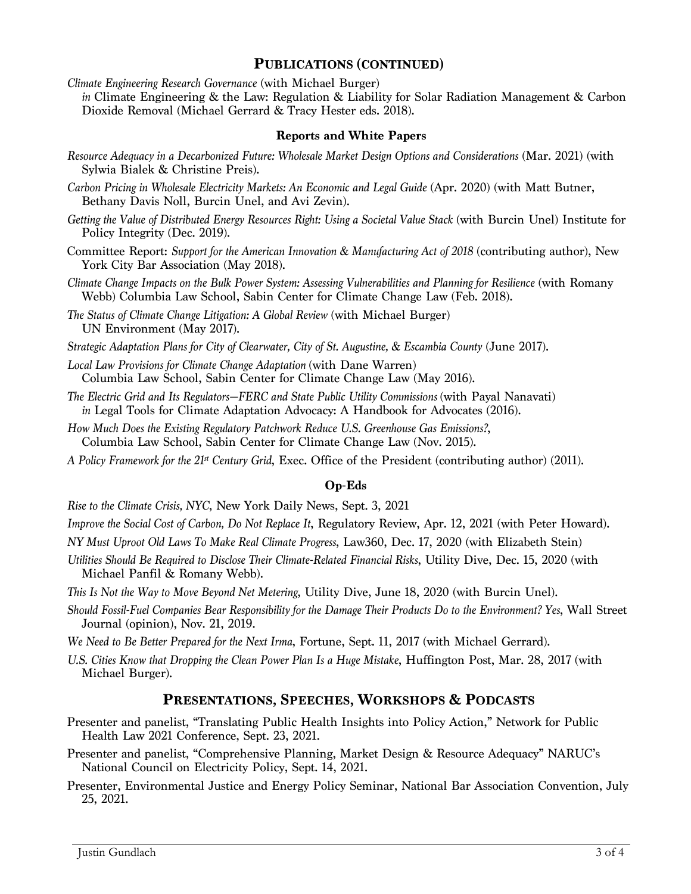## Publications (continued)

*Climate Engineering Research Governance* (with Michael Burger)
*in* Climate Engineering & the Law: Regulation & Liability for Solar Radiation Management & Carbon Dioxide Removal (Michael Gerrard & Tracy Hester eds. 2018).

### Reports and White Papers

*Resource Adequacy in a Decarbonized Future: Wholesale Market Design Options and Considerations* (Mar. 2021) (with Sylwia Bialek & Christine Preis).

*Carbon Pricing in Wholesale Electricity Markets: An Economic and Legal Guide* (Apr. 2020) (with Matt Butner, Bethany Davis Noll, Burcin Unel, and Avi Zevin).

*Getting the Value of Distributed Energy Resources Right: Using a Societal Value Stack* (with Burcin Unel) Institute for Policy Integrity (Dec. 2019).

Committee Report: *Support for the American Innovation & Manufacturing Act of 2018* (contributing author), New York City Bar Association (May 2018).

*Climate Change Impacts on the Bulk Power System: Assessing Vulnerabilities and Planning for Resilience* (with Romany Webb) Columbia Law School, Sabin Center for Climate Change Law (Feb. 2018).

*The Status of Climate Change Litigation: A Global Review* (with Michael Burger)
UN Environment (May 2017).

*Strategic Adaptation Plans for City of Clearwater, City of St. Augustine, & Escambia County* (June 2017).

*Local Law Provisions for Climate Change Adaptation* (with Dane Warren)
Columbia Law School, Sabin Center for Climate Change Law (May 2016).

*The Electric Grid and Its Regulators—FERC and State Public Utility Commissions* (with Payal Nanavati)
*in* Legal Tools for Climate Adaptation Advocacy: A Handbook for Advocates (2016).

*How Much Does the Existing Regulatory Patchwork Reduce U.S. Greenhouse Gas Emissions?*,
Columbia Law School, Sabin Center for Climate Change Law (Nov. 2015).

*A Policy Framework for the 21st Century Grid*, Exec. Office of the President (contributing author) (2011).

### Op-Eds

*Rise to the Climate Crisis, NYC*, New York Daily News, Sept. 3, 2021

*Improve the Social Cost of Carbon, Do Not Replace It*, Regulatory Review, Apr. 12, 2021 (with Peter Howard).

*NY Must Uproot Old Laws To Make Real Climate Progress*, Law360, Dec. 17, 2020 (with Elizabeth Stein)

*Utilities Should Be Required to Disclose Their Climate-Related Financial Risks*, Utility Dive, Dec. 15, 2020 (with Michael Panfil & Romany Webb).

*This Is Not the Way to Move Beyond Net Metering*, Utility Dive, June 18, 2020 (with Burcin Unel).

*Should Fossil-Fuel Companies Bear Responsibility for the Damage Their Products Do to the Environment? Yes*, Wall Street Journal (opinion), Nov. 21, 2019.

*We Need to Be Better Prepared for the Next Irma*, Fortune, Sept. 11, 2017 (with Michael Gerrard).

*U.S. Cities Know that Dropping the Clean Power Plan Is a Huge Mistake*, Huffington Post, Mar. 28, 2017 (with Michael Burger).

## Presentations, Speeches, Workshops & Podcasts

Presenter and panelist, "Translating Public Health Insights into Policy Action," Network for Public Health Law 2021 Conference, Sept. 23, 2021.

Presenter and panelist, "Comprehensive Planning, Market Design & Resource Adequacy" NARUC's National Council on Electricity Policy, Sept. 14, 2021.

Presenter, Environmental Justice and Energy Policy Seminar, National Bar Association Convention, July 25, 2021.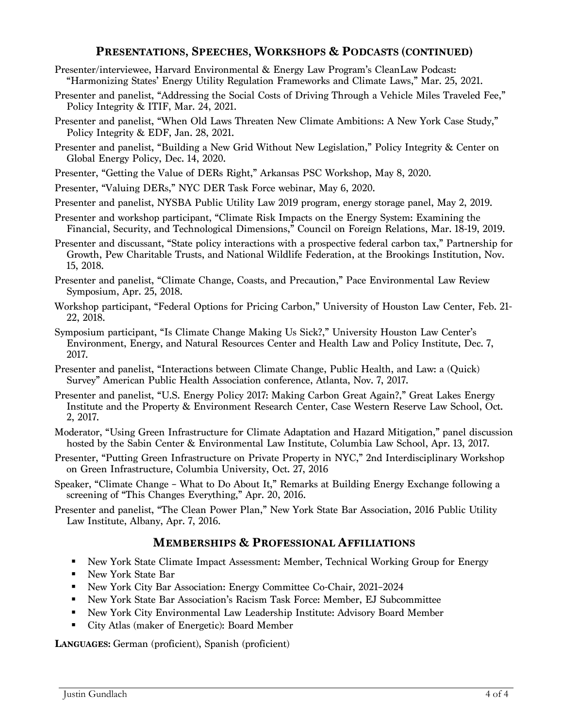## Presentations, Speeches, Workshops & Podcasts (continued)

Presenter/interviewee, Harvard Environmental & Energy Law Program's CleanLaw Podcast: "Harmonizing States' Energy Utility Regulation Frameworks and Climate Laws," Mar. 25, 2021.

Presenter and panelist, "Addressing the Social Costs of Driving Through a Vehicle Miles Traveled Fee," Policy Integrity & ITIF, Mar. 24, 2021.

Presenter and panelist, "When Old Laws Threaten New Climate Ambitions: A New York Case Study," Policy Integrity & EDF, Jan. 28, 2021.

Presenter and panelist, "Building a New Grid Without New Legislation," Policy Integrity & Center on Global Energy Policy, Dec. 14, 2020.

Presenter, "Getting the Value of DERs Right," Arkansas PSC Workshop, May 8, 2020.

Presenter, "Valuing DERs," NYC DER Task Force webinar, May 6, 2020.

Presenter and panelist, NYSBA Public Utility Law 2019 program, energy storage panel, May 2, 2019.

Presenter and workshop participant, "Climate Risk Impacts on the Energy System: Examining the Financial, Security, and Technological Dimensions," Council on Foreign Relations, Mar. 18-19, 2019.

Presenter and discussant, "State policy interactions with a prospective federal carbon tax," Partnership for Growth, Pew Charitable Trusts, and National Wildlife Federation, at the Brookings Institution, Nov. 15, 2018.

Presenter and panelist, "Climate Change, Coasts, and Precaution," Pace Environmental Law Review Symposium, Apr. 25, 2018.

Workshop participant, "Federal Options for Pricing Carbon," University of Houston Law Center, Feb. 21-22, 2018.

Symposium participant, "Is Climate Change Making Us Sick?," University Houston Law Center's Environment, Energy, and Natural Resources Center and Health Law and Policy Institute, Dec. 7, 2017.

Presenter and panelist, "Interactions between Climate Change, Public Health, and Law: a (Quick) Survey" American Public Health Association conference, Atlanta, Nov. 7, 2017.

Presenter and panelist, "U.S. Energy Policy 2017: Making Carbon Great Again?," Great Lakes Energy Institute and the Property & Environment Research Center, Case Western Reserve Law School, Oct. 2, 2017.

Moderator, "Using Green Infrastructure for Climate Adaptation and Hazard Mitigation," panel discussion hosted by the Sabin Center & Environmental Law Institute, Columbia Law School, Apr. 13, 2017.

Presenter, "Putting Green Infrastructure on Private Property in NYC," 2nd Interdisciplinary Workshop on Green Infrastructure, Columbia University, Oct. 27, 2016

Speaker, "Climate Change – What to Do About It," Remarks at Building Energy Exchange following a screening of "This Changes Everything," Apr. 20, 2016.

Presenter and panelist, "The Clean Power Plan," New York State Bar Association, 2016 Public Utility Law Institute, Albany, Apr. 7, 2016.

## Memberships & Professional Affiliations

- New York State Climate Impact Assessment: Member, Technical Working Group for Energy
- New York State Bar
- New York City Bar Association: Energy Committee Co-Chair, 2021–2024
- New York State Bar Association's Racism Task Force: Member, EJ Subcommittee
- New York City Environmental Law Leadership Institute: Advisory Board Member
- City Atlas (maker of Energetic): Board Member

**Languages:** German (proficient), Spanish (proficient)